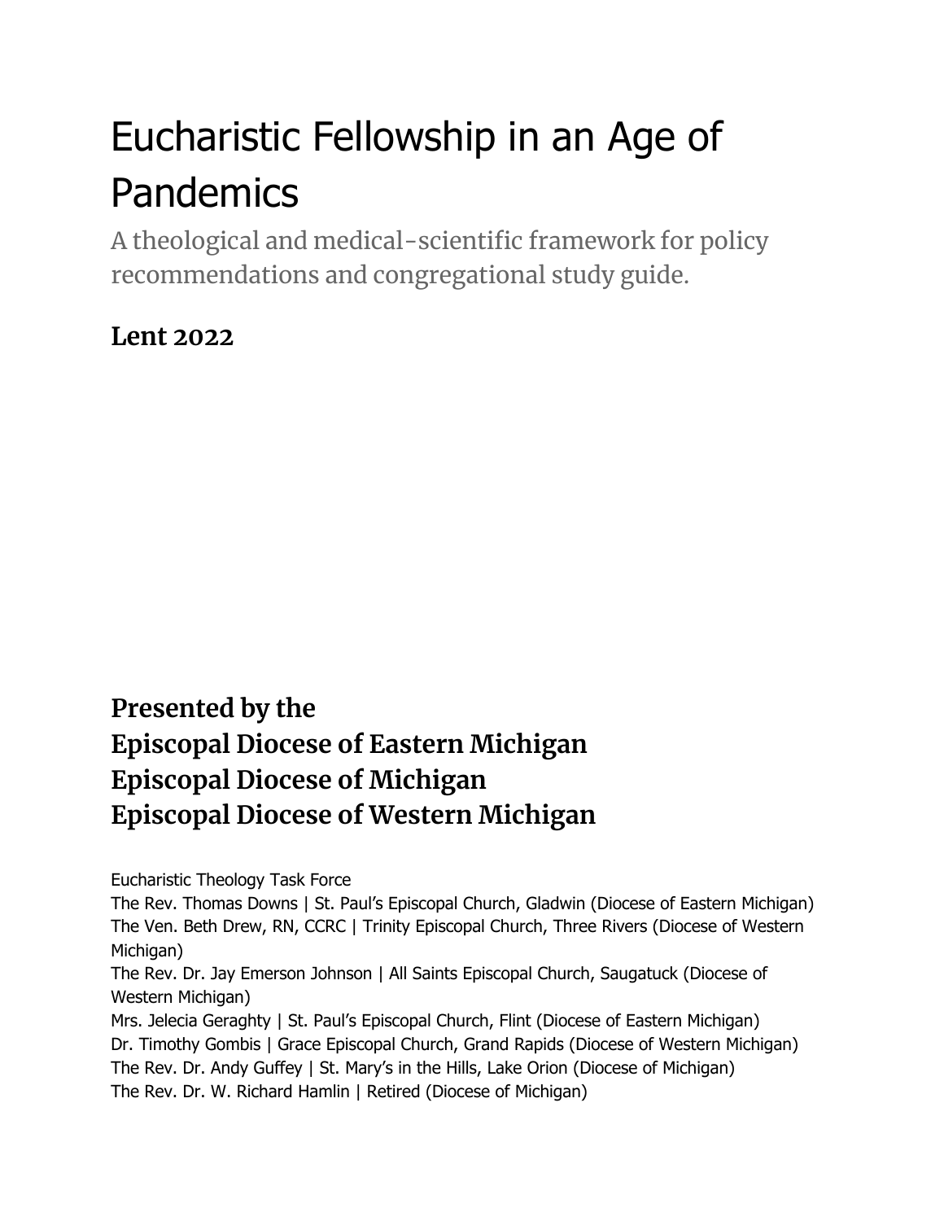# Eucharistic Fellowship in an Age of Pandemics

A theological and medical-scientific framework for policy recommendations and congregational study guide.

**Lent 2022**

**Presented by the**
**Episcopal Diocese of Eastern Michigan**
**Episcopal Diocese of Michigan**
**Episcopal Diocese of Western Michigan**

Eucharistic Theology Task Force
The Rev. Thomas Downs | St. Paul's Episcopal Church, Gladwin (Diocese of Eastern Michigan)
The Ven. Beth Drew, RN, CCRC | Trinity Episcopal Church, Three Rivers (Diocese of Western Michigan)
The Rev. Dr. Jay Emerson Johnson | All Saints Episcopal Church, Saugatuck (Diocese of Western Michigan)
Mrs. Jelecia Geraghty | St. Paul's Episcopal Church, Flint (Diocese of Eastern Michigan)
Dr. Timothy Gombis | Grace Episcopal Church, Grand Rapids (Diocese of Western Michigan)
The Rev. Dr. Andy Guffey | St. Mary's in the Hills, Lake Orion (Diocese of Michigan)
The Rev. Dr. W. Richard Hamlin | Retired (Diocese of Michigan)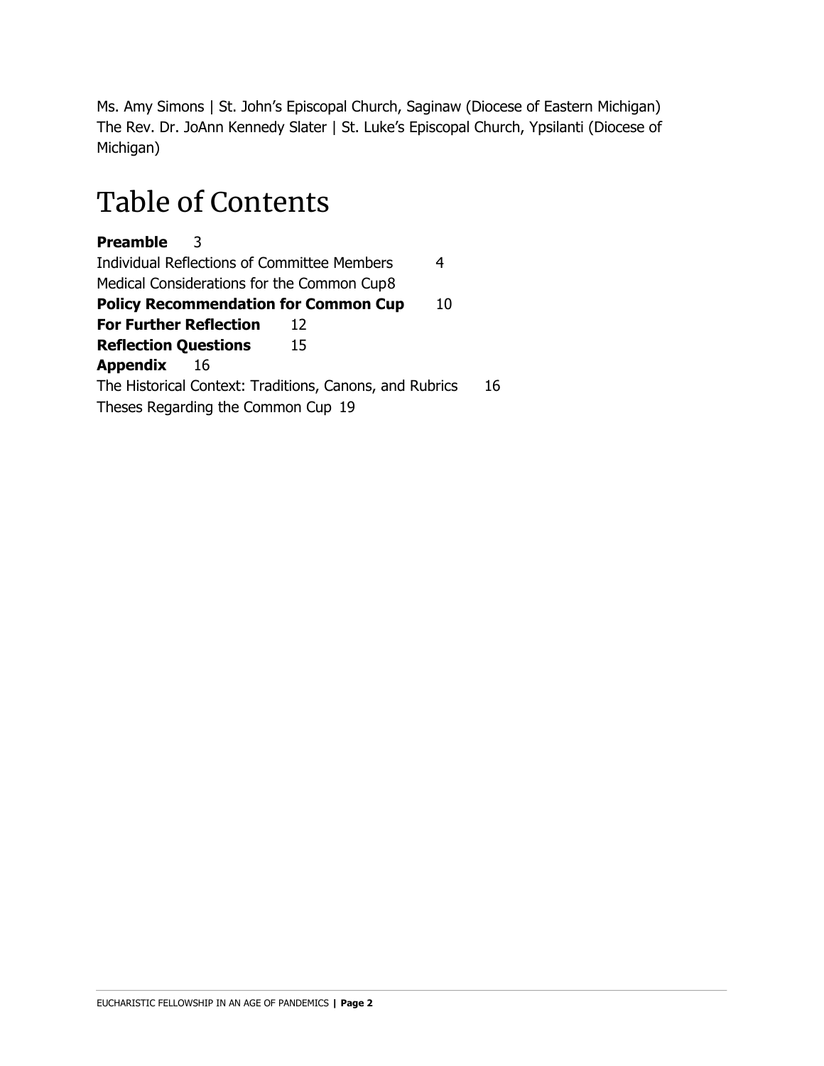Ms. Amy Simons | St. John's Episcopal Church, Saginaw (Diocese of Eastern Michigan)
The Rev. Dr. JoAnn Kennedy Slater | St. Luke's Episcopal Church, Ypsilanti (Diocese of Michigan)

# Table of Contents

**Preamble** 3
Individual Reflections of Committee Members 4
Medical Considerations for the Common Cup 8
**Policy Recommendation for Common Cup** 10
**For Further Reflection** 12
**Reflection Questions** 15
**Appendix** 16
The Historical Context: Traditions, Canons, and Rubrics 16
Theses Regarding the Common Cup 19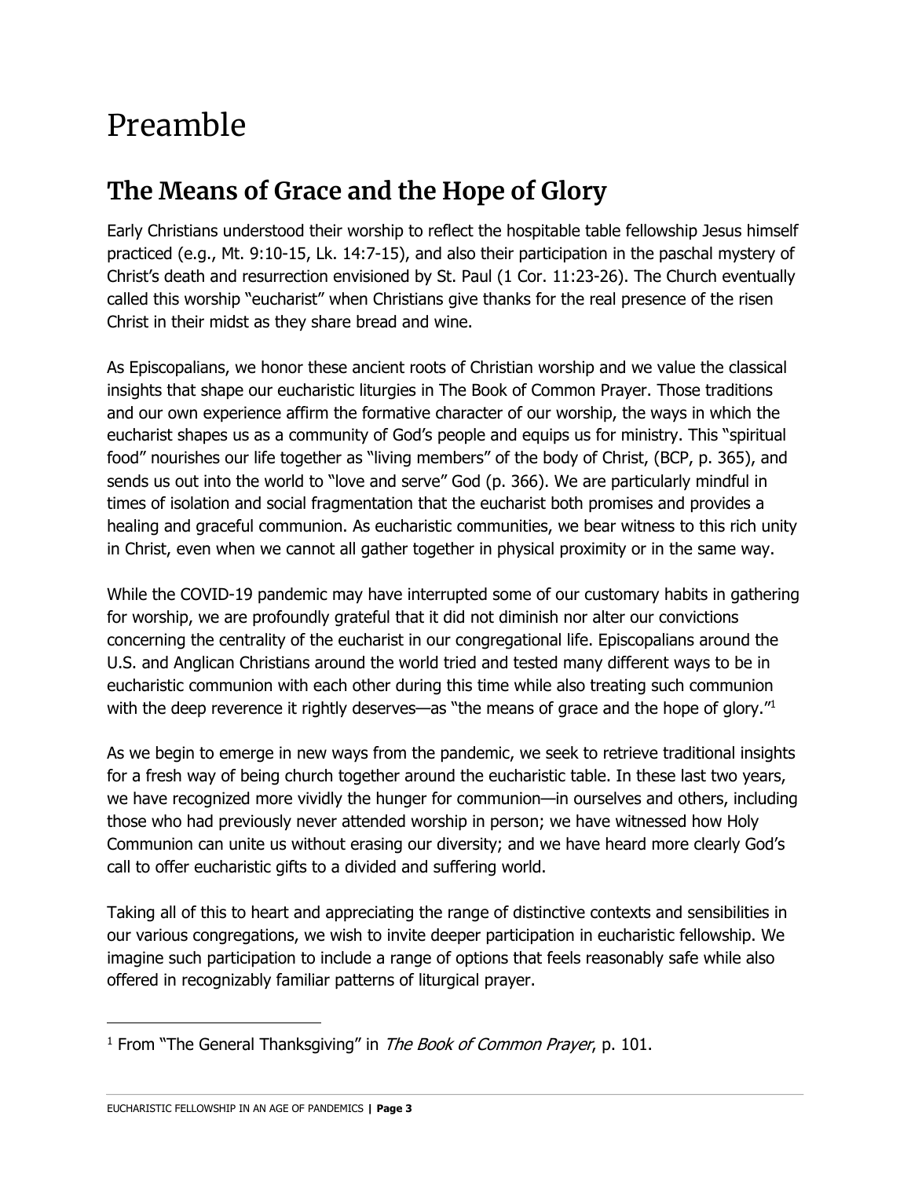# Preamble

## The Means of Grace and the Hope of Glory

Early Christians understood their worship to reflect the hospitable table fellowship Jesus himself practiced (e.g., Mt. 9:10-15, Lk. 14:7-15), and also their participation in the paschal mystery of Christ's death and resurrection envisioned by St. Paul (1 Cor. 11:23-26). The Church eventually called this worship "eucharist" when Christians give thanks for the real presence of the risen Christ in their midst as they share bread and wine.

As Episcopalians, we honor these ancient roots of Christian worship and we value the classical insights that shape our eucharistic liturgies in The Book of Common Prayer. Those traditions and our own experience affirm the formative character of our worship, the ways in which the eucharist shapes us as a community of God's people and equips us for ministry. This "spiritual food" nourishes our life together as "living members" of the body of Christ, (BCP, p. 365), and sends us out into the world to "love and serve" God (p. 366). We are particularly mindful in times of isolation and social fragmentation that the eucharist both promises and provides a healing and graceful communion. As eucharistic communities, we bear witness to this rich unity in Christ, even when we cannot all gather together in physical proximity or in the same way.

While the COVID-19 pandemic may have interrupted some of our customary habits in gathering for worship, we are profoundly grateful that it did not diminish nor alter our convictions concerning the centrality of the eucharist in our congregational life. Episcopalians around the U.S. and Anglican Christians around the world tried and tested many different ways to be in eucharistic communion with each other during this time while also treating such communion with the deep reverence it rightly deserves—as "the means of grace and the hope of glory."[1]

As we begin to emerge in new ways from the pandemic, we seek to retrieve traditional insights for a fresh way of being church together around the eucharistic table. In these last two years, we have recognized more vividly the hunger for communion—in ourselves and others, including those who had previously never attended worship in person; we have witnessed how Holy Communion can unite us without erasing our diversity; and we have heard more clearly God's call to offer eucharistic gifts to a divided and suffering world.

Taking all of this to heart and appreciating the range of distinctive contexts and sensibilities in our various congregations, we wish to invite deeper participation in eucharistic fellowship. We imagine such participation to include a range of options that feels reasonably safe while also offered in recognizably familiar patterns of liturgical prayer.

---

[1] From "The General Thanksgiving" in *The Book of Common Prayer*, p. 101.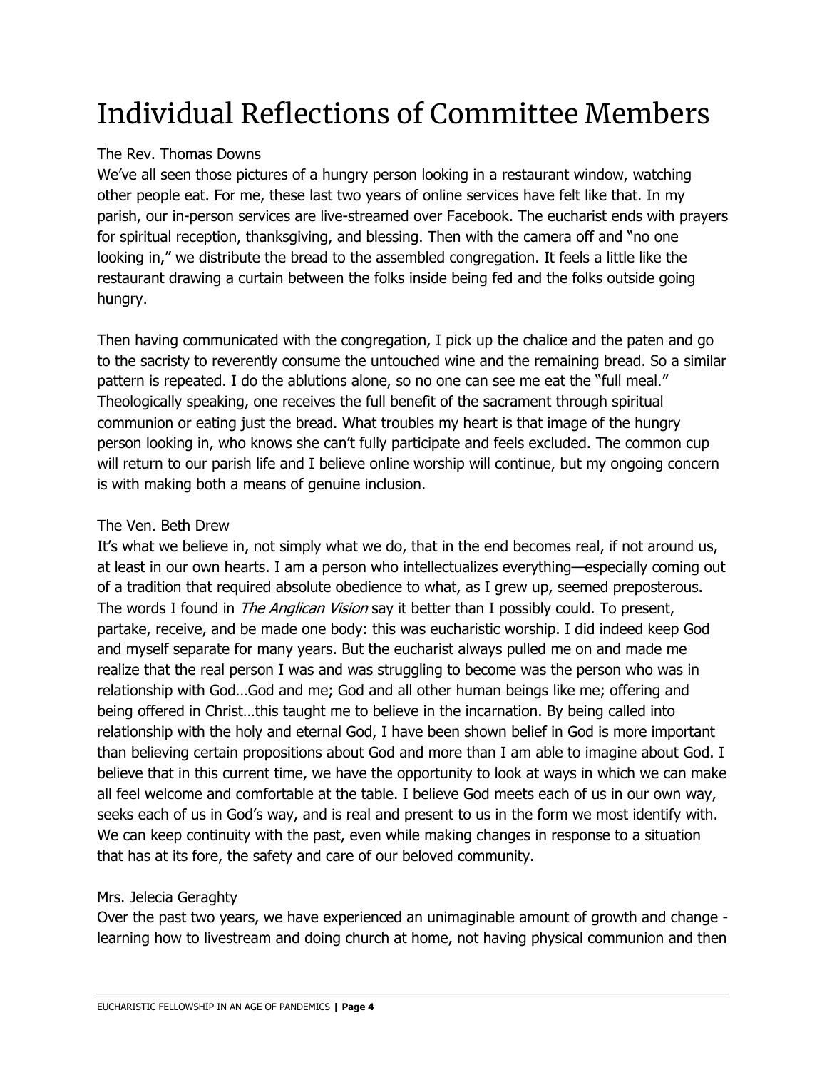# Individual Reflections of Committee Members

The Rev. Thomas Downs

We've all seen those pictures of a hungry person looking in a restaurant window, watching other people eat. For me, these last two years of online services have felt like that. In my parish, our in-person services are live-streamed over Facebook. The eucharist ends with prayers for spiritual reception, thanksgiving, and blessing. Then with the camera off and "no one looking in," we distribute the bread to the assembled congregation. It feels a little like the restaurant drawing a curtain between the folks inside being fed and the folks outside going hungry.

Then having communicated with the congregation, I pick up the chalice and the paten and go to the sacristy to reverently consume the untouched wine and the remaining bread. So a similar pattern is repeated. I do the ablutions alone, so no one can see me eat the "full meal." Theologically speaking, one receives the full benefit of the sacrament through spiritual communion or eating just the bread. What troubles my heart is that image of the hungry person looking in, who knows she can't fully participate and feels excluded. The common cup will return to our parish life and I believe online worship will continue, but my ongoing concern is with making both a means of genuine inclusion.

The Ven. Beth Drew

It's what we believe in, not simply what we do, that in the end becomes real, if not around us, at least in our own hearts. I am a person who intellectualizes everything—especially coming out of a tradition that required absolute obedience to what, as I grew up, seemed preposterous. The words I found in *The Anglican Vision* say it better than I possibly could. To present, partake, receive, and be made one body: this was eucharistic worship. I did indeed keep God and myself separate for many years. But the eucharist always pulled me on and made me realize that the real person I was and was struggling to become was the person who was in relationship with God…God and me; God and all other human beings like me; offering and being offered in Christ…this taught me to believe in the incarnation. By being called into relationship with the holy and eternal God, I have been shown belief in God is more important than believing certain propositions about God and more than I am able to imagine about God. I believe that in this current time, we have the opportunity to look at ways in which we can make all feel welcome and comfortable at the table. I believe God meets each of us in our own way, seeks each of us in God's way, and is real and present to us in the form we most identify with. We can keep continuity with the past, even while making changes in response to a situation that has at its fore, the safety and care of our beloved community.

Mrs. Jelecia Geraghty

Over the past two years, we have experienced an unimaginable amount of growth and change - learning how to livestream and doing church at home, not having physical communion and then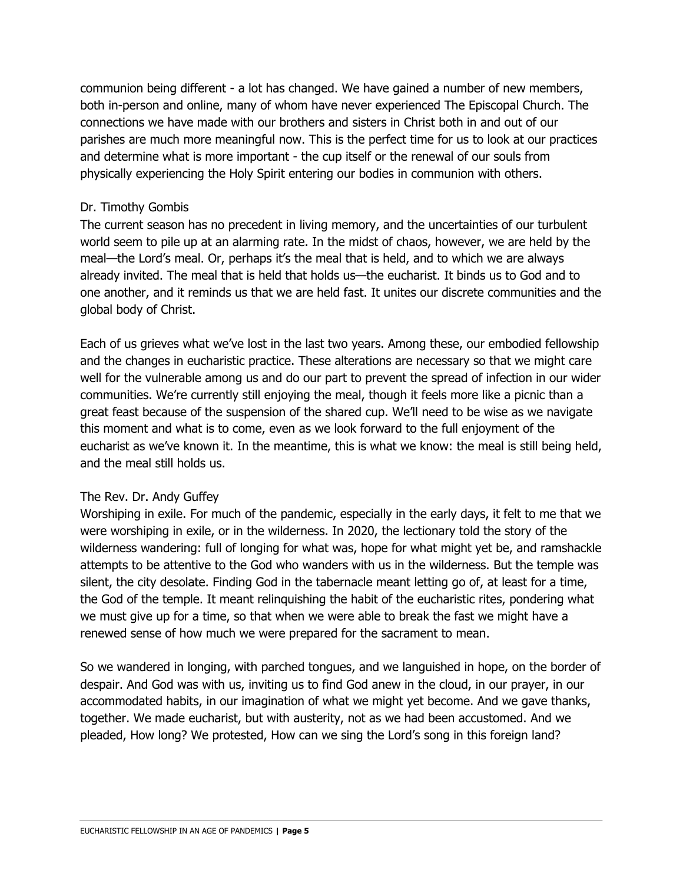communion being different - a lot has changed. We have gained a number of new members, both in-person and online, many of whom have never experienced The Episcopal Church. The connections we have made with our brothers and sisters in Christ both in and out of our parishes are much more meaningful now. This is the perfect time for us to look at our practices and determine what is more important - the cup itself or the renewal of our souls from physically experiencing the Holy Spirit entering our bodies in communion with others.

Dr. Timothy Gombis

The current season has no precedent in living memory, and the uncertainties of our turbulent world seem to pile up at an alarming rate. In the midst of chaos, however, we are held by the meal—the Lord's meal. Or, perhaps it's the meal that is held, and to which we are always already invited. The meal that is held that holds us—the eucharist. It binds us to God and to one another, and it reminds us that we are held fast. It unites our discrete communities and the global body of Christ.

Each of us grieves what we've lost in the last two years. Among these, our embodied fellowship and the changes in eucharistic practice. These alterations are necessary so that we might care well for the vulnerable among us and do our part to prevent the spread of infection in our wider communities. We're currently still enjoying the meal, though it feels more like a picnic than a great feast because of the suspension of the shared cup. We'll need to be wise as we navigate this moment and what is to come, even as we look forward to the full enjoyment of the eucharist as we've known it. In the meantime, this is what we know: the meal is still being held, and the meal still holds us.

The Rev. Dr. Andy Guffey

Worshiping in exile. For much of the pandemic, especially in the early days, it felt to me that we were worshiping in exile, or in the wilderness. In 2020, the lectionary told the story of the wilderness wandering: full of longing for what was, hope for what might yet be, and ramshackle attempts to be attentive to the God who wanders with us in the wilderness. But the temple was silent, the city desolate. Finding God in the tabernacle meant letting go of, at least for a time, the God of the temple. It meant relinquishing the habit of the eucharistic rites, pondering what we must give up for a time, so that when we were able to break the fast we might have a renewed sense of how much we were prepared for the sacrament to mean.

So we wandered in longing, with parched tongues, and we languished in hope, on the border of despair. And God was with us, inviting us to find God anew in the cloud, in our prayer, in our accommodated habits, in our imagination of what we might yet become. And we gave thanks, together. We made eucharist, but with austerity, not as we had been accustomed. And we pleaded, How long? We protested, How can we sing the Lord's song in this foreign land?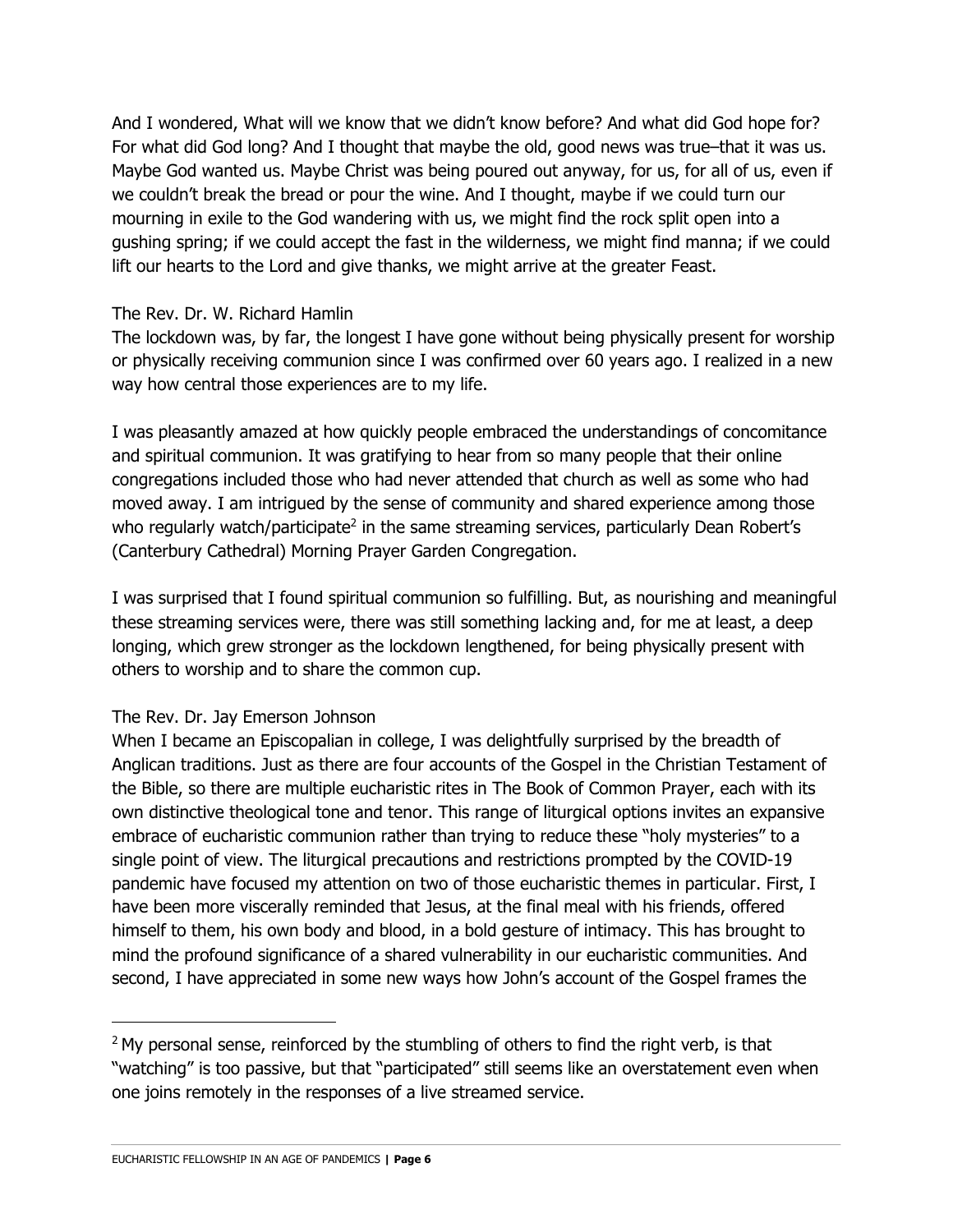And I wondered, What will we know that we didn't know before? And what did God hope for? For what did God long? And I thought that maybe the old, good news was true–that it was us. Maybe God wanted us. Maybe Christ was being poured out anyway, for us, for all of us, even if we couldn't break the bread or pour the wine. And I thought, maybe if we could turn our mourning in exile to the God wandering with us, we might find the rock split open into a gushing spring; if we could accept the fast in the wilderness, we might find manna; if we could lift our hearts to the Lord and give thanks, we might arrive at the greater Feast.

The Rev. Dr. W. Richard Hamlin

The lockdown was, by far, the longest I have gone without being physically present for worship or physically receiving communion since I was confirmed over 60 years ago. I realized in a new way how central those experiences are to my life.

I was pleasantly amazed at how quickly people embraced the understandings of concomitance and spiritual communion. It was gratifying to hear from so many people that their online congregations included those who had never attended that church as well as some who had moved away. I am intrigued by the sense of community and shared experience among those who regularly watch/participate[2] in the same streaming services, particularly Dean Robert's (Canterbury Cathedral) Morning Prayer Garden Congregation.

I was surprised that I found spiritual communion so fulfilling. But, as nourishing and meaningful these streaming services were, there was still something lacking and, for me at least, a deep longing, which grew stronger as the lockdown lengthened, for being physically present with others to worship and to share the common cup.

The Rev. Dr. Jay Emerson Johnson

When I became an Episcopalian in college, I was delightfully surprised by the breadth of Anglican traditions. Just as there are four accounts of the Gospel in the Christian Testament of the Bible, so there are multiple eucharistic rites in The Book of Common Prayer, each with its own distinctive theological tone and tenor. This range of liturgical options invites an expansive embrace of eucharistic communion rather than trying to reduce these "holy mysteries" to a single point of view. The liturgical precautions and restrictions prompted by the COVID-19 pandemic have focused my attention on two of those eucharistic themes in particular. First, I have been more viscerally reminded that Jesus, at the final meal with his friends, offered himself to them, his own body and blood, in a bold gesture of intimacy. This has brought to mind the profound significance of a shared vulnerability in our eucharistic communities. And second, I have appreciated in some new ways how John's account of the Gospel frames the

---

[2] My personal sense, reinforced by the stumbling of others to find the right verb, is that "watching" is too passive, but that "participated" still seems like an overstatement even when one joins remotely in the responses of a live streamed service.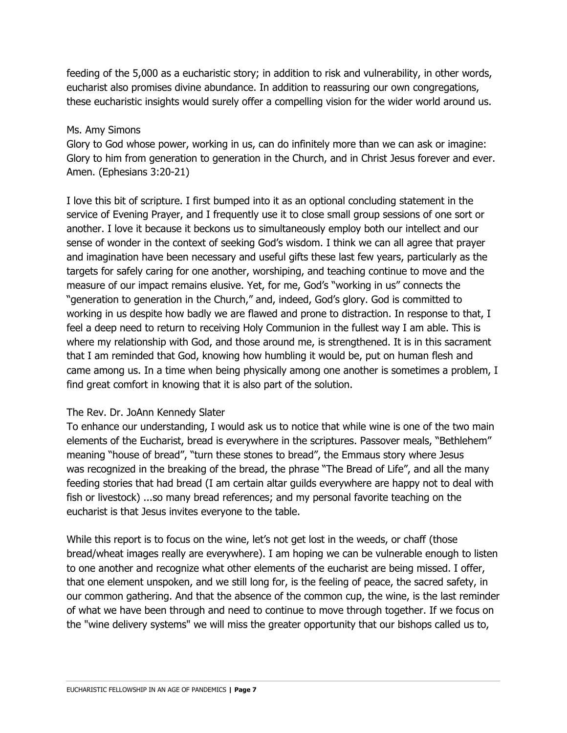feeding of the 5,000 as a eucharistic story; in addition to risk and vulnerability, in other words, eucharist also promises divine abundance. In addition to reassuring our own congregations, these eucharistic insights would surely offer a compelling vision for the wider world around us.

Ms. Amy Simons
Glory to God whose power, working in us, can do infinitely more than we can ask or imagine: Glory to him from generation to generation in the Church, and in Christ Jesus forever and ever. Amen. (Ephesians 3:20-21)

I love this bit of scripture. I first bumped into it as an optional concluding statement in the service of Evening Prayer, and I frequently use it to close small group sessions of one sort or another. I love it because it beckons us to simultaneously employ both our intellect and our sense of wonder in the context of seeking God's wisdom. I think we can all agree that prayer and imagination have been necessary and useful gifts these last few years, particularly as the targets for safely caring for one another, worshiping, and teaching continue to move and the measure of our impact remains elusive. Yet, for me, God's "working in us" connects the "generation to generation in the Church," and, indeed, God's glory. God is committed to working in us despite how badly we are flawed and prone to distraction. In response to that, I feel a deep need to return to receiving Holy Communion in the fullest way I am able. This is where my relationship with God, and those around me, is strengthened. It is in this sacrament that I am reminded that God, knowing how humbling it would be, put on human flesh and came among us. In a time when being physically among one another is sometimes a problem, I find great comfort in knowing that it is also part of the solution.

The Rev. Dr. JoAnn Kennedy Slater
To enhance our understanding, I would ask us to notice that while wine is one of the two main elements of the Eucharist, bread is everywhere in the scriptures. Passover meals, "Bethlehem" meaning "house of bread", "turn these stones to bread", the Emmaus story where Jesus was recognized in the breaking of the bread, the phrase "The Bread of Life", and all the many feeding stories that had bread (I am certain altar guilds everywhere are happy not to deal with fish or livestock) ...so many bread references; and my personal favorite teaching on the eucharist is that Jesus invites everyone to the table.

While this report is to focus on the wine, let's not get lost in the weeds, or chaff (those bread/wheat images really are everywhere). I am hoping we can be vulnerable enough to listen to one another and recognize what other elements of the eucharist are being missed. I offer, that one element unspoken, and we still long for, is the feeling of peace, the sacred safety, in our common gathering. And that the absence of the common cup, the wine, is the last reminder of what we have been through and need to continue to move through together. If we focus on the "wine delivery systems" we will miss the greater opportunity that our bishops called us to,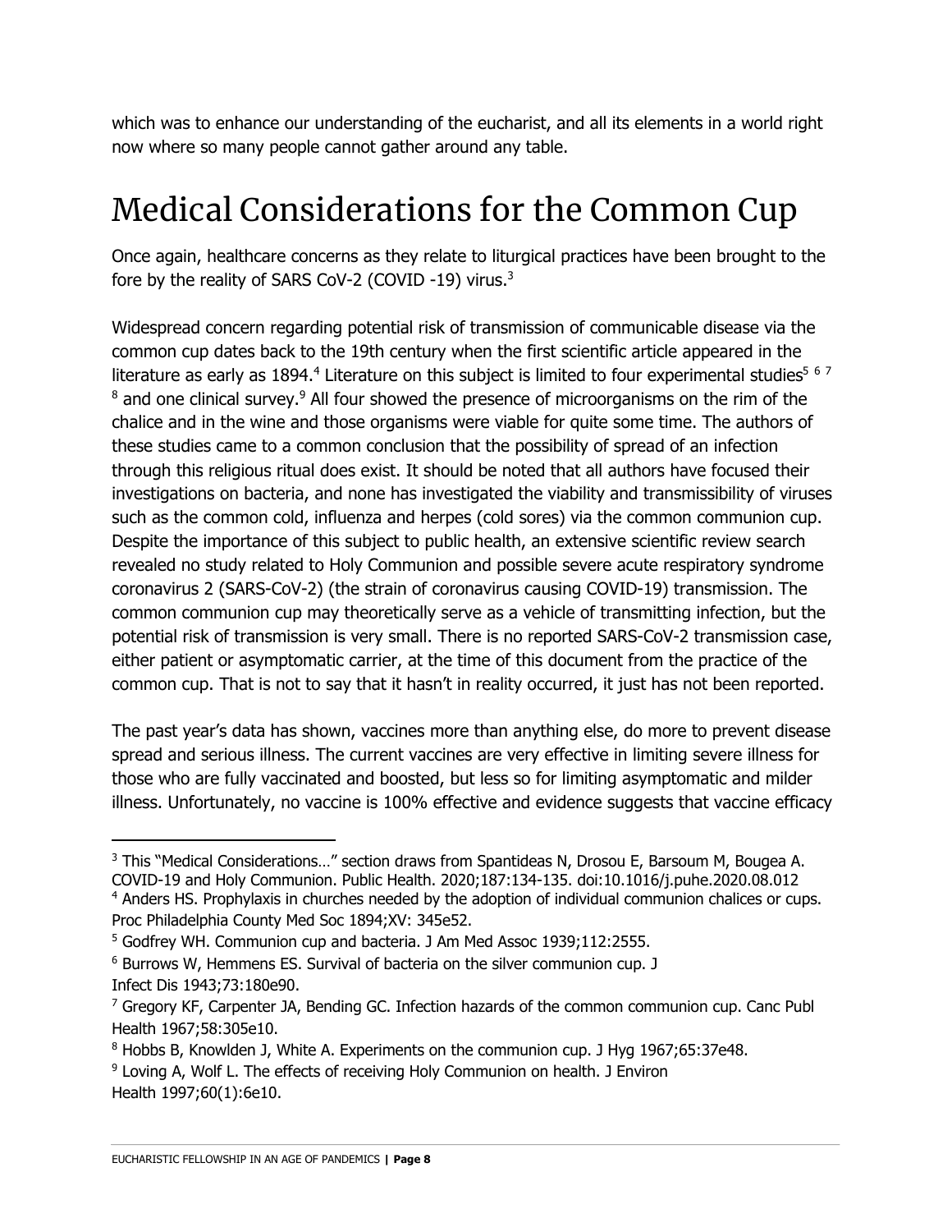which was to enhance our understanding of the eucharist, and all its elements in a world right now where so many people cannot gather around any table.

# Medical Considerations for the Common Cup

Once again, healthcare concerns as they relate to liturgical practices have been brought to the fore by the reality of SARS CoV-2 (COVID -19) virus.[3]

Widespread concern regarding potential risk of transmission of communicable disease via the common cup dates back to the 19th century when the first scientific article appeared in the literature as early as 1894.[4] Literature on this subject is limited to four experimental studies[5] [6] [7] [8] and one clinical survey.[9] All four showed the presence of microorganisms on the rim of the chalice and in the wine and those organisms were viable for quite some time. The authors of these studies came to a common conclusion that the possibility of spread of an infection through this religious ritual does exist. It should be noted that all authors have focused their investigations on bacteria, and none has investigated the viability and transmissibility of viruses such as the common cold, influenza and herpes (cold sores) via the common communion cup. Despite the importance of this subject to public health, an extensive scientific review search revealed no study related to Holy Communion and possible severe acute respiratory syndrome coronavirus 2 (SARS-CoV-2) (the strain of coronavirus causing COVID-19) transmission. The common communion cup may theoretically serve as a vehicle of transmitting infection, but the potential risk of transmission is very small. There is no reported SARS-CoV-2 transmission case, either patient or asymptomatic carrier, at the time of this document from the practice of the common cup. That is not to say that it hasn't in reality occurred, it just has not been reported.

The past year's data has shown, vaccines more than anything else, do more to prevent disease spread and serious illness. The current vaccines are very effective in limiting severe illness for those who are fully vaccinated and boosted, but less so for limiting asymptomatic and milder illness. Unfortunately, no vaccine is 100% effective and evidence suggests that vaccine efficacy

---

[3] This "Medical Considerations…" section draws from Spantideas N, Drosou E, Barsoum M, Bougea A. COVID-19 and Holy Communion. Public Health. 2020;187:134-135. doi:10.1016/j.puhe.2020.08.012

[4] Anders HS. Prophylaxis in churches needed by the adoption of individual communion chalices or cups. Proc Philadelphia County Med Soc 1894;XV: 345e52.

[5] Godfrey WH. Communion cup and bacteria. J Am Med Assoc 1939;112:2555.

[6] Burrows W, Hemmens ES. Survival of bacteria on the silver communion cup. J Infect Dis 1943;73:180e90.

[7] Gregory KF, Carpenter JA, Bending GC. Infection hazards of the common communion cup. Canc Publ Health 1967;58:305e10.

[8] Hobbs B, Knowlden J, White A. Experiments on the communion cup. J Hyg 1967;65:37e48.

[9] Loving A, Wolf L. The effects of receiving Holy Communion on health. J Environ Health 1997;60(1):6e10.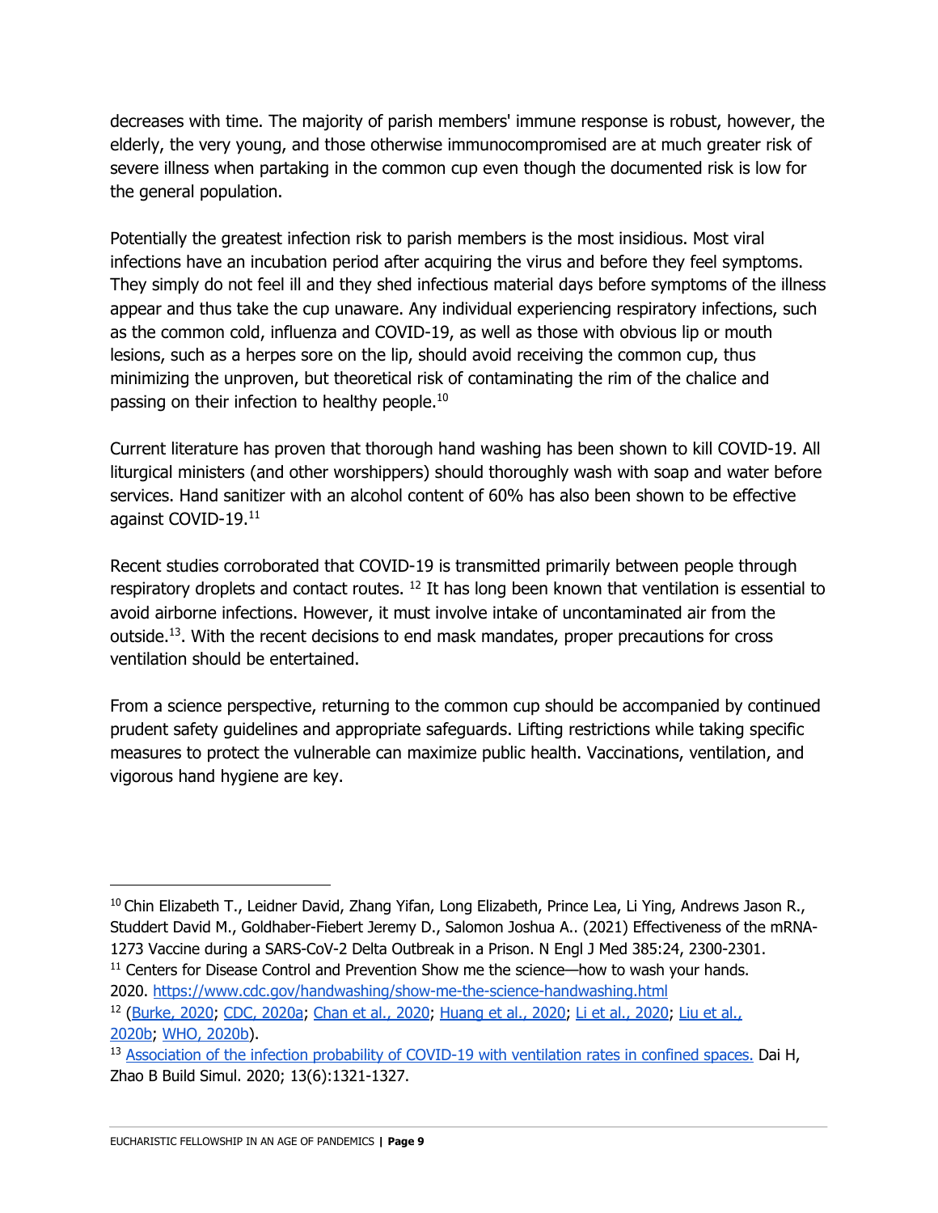decreases with time. The majority of parish members' immune response is robust, however, the elderly, the very young, and those otherwise immunocompromised are at much greater risk of severe illness when partaking in the common cup even though the documented risk is low for the general population.

Potentially the greatest infection risk to parish members is the most insidious. Most viral infections have an incubation period after acquiring the virus and before they feel symptoms. They simply do not feel ill and they shed infectious material days before symptoms of the illness appear and thus take the cup unaware. Any individual experiencing respiratory infections, such as the common cold, influenza and COVID-19, as well as those with obvious lip or mouth lesions, such as a herpes sore on the lip, should avoid receiving the common cup, thus minimizing the unproven, but theoretical risk of contaminating the rim of the chalice and passing on their infection to healthy people.[10]

Current literature has proven that thorough hand washing has been shown to kill COVID-19. All liturgical ministers (and other worshippers) should thoroughly wash with soap and water before services. Hand sanitizer with an alcohol content of 60% has also been shown to be effective against COVID-19.[11]

Recent studies corroborated that COVID-19 is transmitted primarily between people through respiratory droplets and contact routes. [12] It has long been known that ventilation is essential to avoid airborne infections. However, it must involve intake of uncontaminated air from the outside.[13]. With the recent decisions to end mask mandates, proper precautions for cross ventilation should be entertained.

From a science perspective, returning to the common cup should be accompanied by continued prudent safety guidelines and appropriate safeguards. Lifting restrictions while taking specific measures to protect the vulnerable can maximize public health. Vaccinations, ventilation, and vigorous hand hygiene are key.

---

[10] Chin Elizabeth T., Leidner David, Zhang Yifan, Long Elizabeth, Prince Lea, Li Ying, Andrews Jason R., Studdert David M., Goldhaber-Fiebert Jeremy D., Salomon Joshua A.. (2021) Effectiveness of the mRNA-1273 Vaccine during a SARS-CoV-2 Delta Outbreak in a Prison. N Engl J Med 385:24, 2300-2301.

[11] Centers for Disease Control and Prevention Show me the science—how to wash your hands. 2020. https://www.cdc.gov/handwashing/show-me-the-science-handwashing.html

[12] (Burke, 2020; CDC, 2020a; Chan et al., 2020; Huang et al., 2020; Li et al., 2020; Liu et al., 2020b; WHO, 2020b).

[13] Association of the infection probability of COVID-19 with ventilation rates in confined spaces. Dai H, Zhao B Build Simul. 2020; 13(6):1321-1327.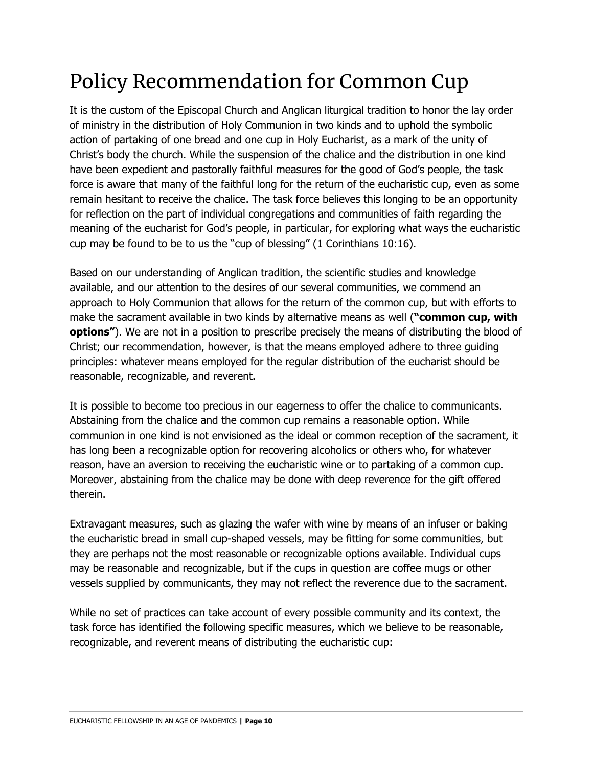# Policy Recommendation for Common Cup

It is the custom of the Episcopal Church and Anglican liturgical tradition to honor the lay order of ministry in the distribution of Holy Communion in two kinds and to uphold the symbolic action of partaking of one bread and one cup in Holy Eucharist, as a mark of the unity of Christ's body the church. While the suspension of the chalice and the distribution in one kind have been expedient and pastorally faithful measures for the good of God's people, the task force is aware that many of the faithful long for the return of the eucharistic cup, even as some remain hesitant to receive the chalice. The task force believes this longing to be an opportunity for reflection on the part of individual congregations and communities of faith regarding the meaning of the eucharist for God's people, in particular, for exploring what ways the eucharistic cup may be found to be to us the "cup of blessing" (1 Corinthians 10:16).

Based on our understanding of Anglican tradition, the scientific studies and knowledge available, and our attention to the desires of our several communities, we commend an approach to Holy Communion that allows for the return of the common cup, but with efforts to make the sacrament available in two kinds by alternative means as well (**"common cup, with options"**). We are not in a position to prescribe precisely the means of distributing the blood of Christ; our recommendation, however, is that the means employed adhere to three guiding principles: whatever means employed for the regular distribution of the eucharist should be reasonable, recognizable, and reverent.

It is possible to become too precious in our eagerness to offer the chalice to communicants. Abstaining from the chalice and the common cup remains a reasonable option. While communion in one kind is not envisioned as the ideal or common reception of the sacrament, it has long been a recognizable option for recovering alcoholics or others who, for whatever reason, have an aversion to receiving the eucharistic wine or to partaking of a common cup. Moreover, abstaining from the chalice may be done with deep reverence for the gift offered therein.

Extravagant measures, such as glazing the wafer with wine by means of an infuser or baking the eucharistic bread in small cup-shaped vessels, may be fitting for some communities, but they are perhaps not the most reasonable or recognizable options available. Individual cups may be reasonable and recognizable, but if the cups in question are coffee mugs or other vessels supplied by communicants, they may not reflect the reverence due to the sacrament.

While no set of practices can take account of every possible community and its context, the task force has identified the following specific measures, which we believe to be reasonable, recognizable, and reverent means of distributing the eucharistic cup: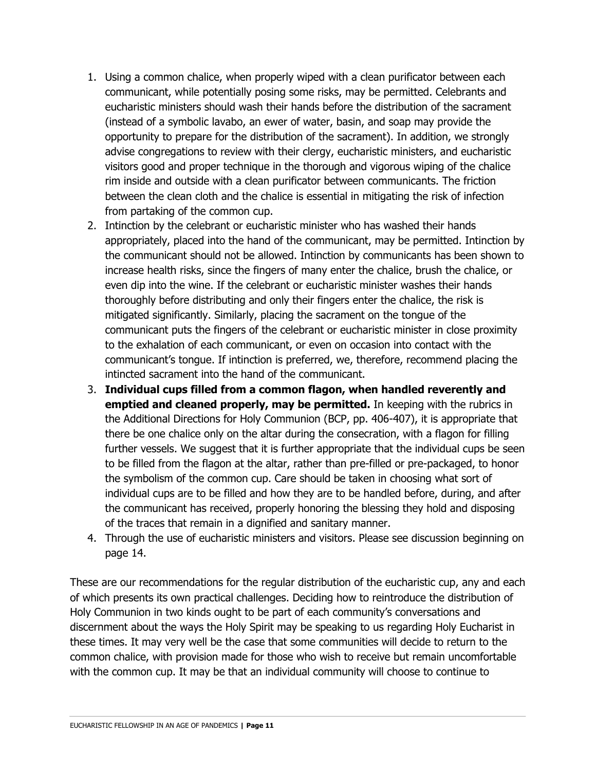1. Using a common chalice, when properly wiped with a clean purificator between each communicant, while potentially posing some risks, may be permitted. Celebrants and eucharistic ministers should wash their hands before the distribution of the sacrament (instead of a symbolic lavabo, an ewer of water, basin, and soap may provide the opportunity to prepare for the distribution of the sacrament). In addition, we strongly advise congregations to review with their clergy, eucharistic ministers, and eucharistic visitors good and proper technique in the thorough and vigorous wiping of the chalice rim inside and outside with a clean purificator between communicants. The friction between the clean cloth and the chalice is essential in mitigating the risk of infection from partaking of the common cup.
2. Intinction by the celebrant or eucharistic minister who has washed their hands appropriately, placed into the hand of the communicant, may be permitted. Intinction by the communicant should not be allowed. Intinction by communicants has been shown to increase health risks, since the fingers of many enter the chalice, brush the chalice, or even dip into the wine. If the celebrant or eucharistic minister washes their hands thoroughly before distributing and only their fingers enter the chalice, the risk is mitigated significantly. Similarly, placing the sacrament on the tongue of the communicant puts the fingers of the celebrant or eucharistic minister in close proximity to the exhalation of each communicant, or even on occasion into contact with the communicant's tongue. If intinction is preferred, we, therefore, recommend placing the intincted sacrament into the hand of the communicant.
3. **Individual cups filled from a common flagon, when handled reverently and emptied and cleaned properly, may be permitted.** In keeping with the rubrics in the Additional Directions for Holy Communion (BCP, pp. 406-407), it is appropriate that there be one chalice only on the altar during the consecration, with a flagon for filling further vessels. We suggest that it is further appropriate that the individual cups be seen to be filled from the flagon at the altar, rather than pre-filled or pre-packaged, to honor the symbolism of the common cup. Care should be taken in choosing what sort of individual cups are to be filled and how they are to be handled before, during, and after the communicant has received, properly honoring the blessing they hold and disposing of the traces that remain in a dignified and sanitary manner.
4. Through the use of eucharistic ministers and visitors. Please see discussion beginning on page 14.

These are our recommendations for the regular distribution of the eucharistic cup, any and each of which presents its own practical challenges. Deciding how to reintroduce the distribution of Holy Communion in two kinds ought to be part of each community's conversations and discernment about the ways the Holy Spirit may be speaking to us regarding Holy Eucharist in these times. It may very well be the case that some communities will decide to return to the common chalice, with provision made for those who wish to receive but remain uncomfortable with the common cup. It may be that an individual community will choose to continue to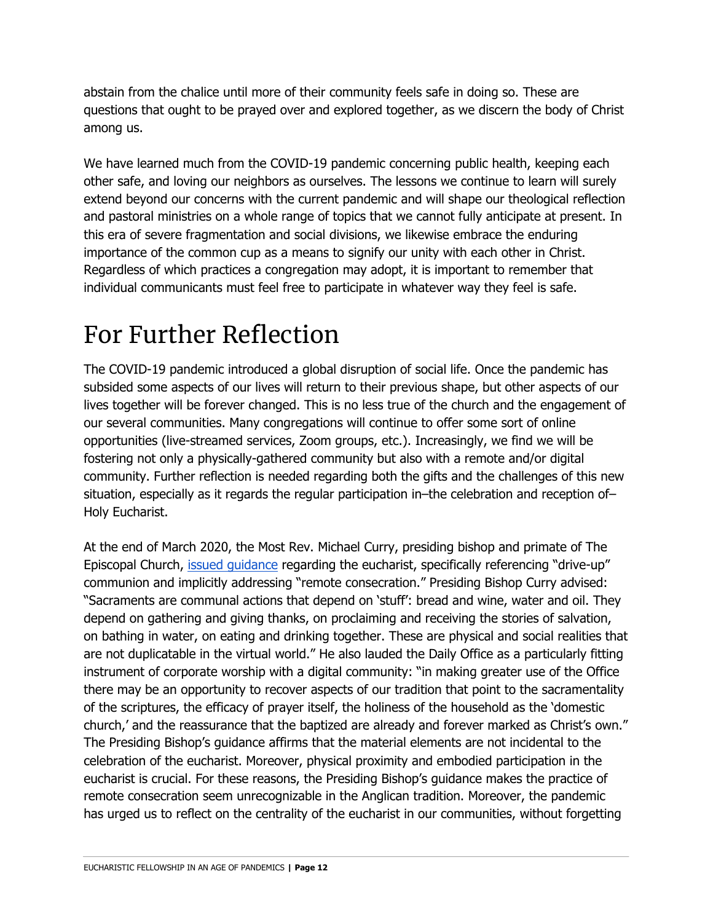abstain from the chalice until more of their community feels safe in doing so. These are questions that ought to be prayed over and explored together, as we discern the body of Christ among us.

We have learned much from the COVID-19 pandemic concerning public health, keeping each other safe, and loving our neighbors as ourselves. The lessons we continue to learn will surely extend beyond our concerns with the current pandemic and will shape our theological reflection and pastoral ministries on a whole range of topics that we cannot fully anticipate at present. In this era of severe fragmentation and social divisions, we likewise embrace the enduring importance of the common cup as a means to signify our unity with each other in Christ. Regardless of which practices a congregation may adopt, it is important to remember that individual communicants must feel free to participate in whatever way they feel is safe.

# For Further Reflection

The COVID-19 pandemic introduced a global disruption of social life. Once the pandemic has subsided some aspects of our lives will return to their previous shape, but other aspects of our lives together will be forever changed. This is no less true of the church and the engagement of our several communities. Many congregations will continue to offer some sort of online opportunities (live-streamed services, Zoom groups, etc.). Increasingly, we find we will be fostering not only a physically-gathered community but also with a remote and/or digital community. Further reflection is needed regarding both the gifts and the challenges of this new situation, especially as it regards the regular participation in–the celebration and reception of–Holy Eucharist.

At the end of March 2020, the Most Rev. Michael Curry, presiding bishop and primate of The Episcopal Church, issued guidance regarding the eucharist, specifically referencing "drive-up" communion and implicitly addressing "remote consecration." Presiding Bishop Curry advised: "Sacraments are communal actions that depend on 'stuff': bread and wine, water and oil. They depend on gathering and giving thanks, on proclaiming and receiving the stories of salvation, on bathing in water, on eating and drinking together. These are physical and social realities that are not duplicatable in the virtual world." He also lauded the Daily Office as a particularly fitting instrument of corporate worship with a digital community: "in making greater use of the Office there may be an opportunity to recover aspects of our tradition that point to the sacramentality of the scriptures, the efficacy of prayer itself, the holiness of the household as the 'domestic church,' and the reassurance that the baptized are already and forever marked as Christ's own." The Presiding Bishop's guidance affirms that the material elements are not incidental to the celebration of the eucharist. Moreover, physical proximity and embodied participation in the eucharist is crucial. For these reasons, the Presiding Bishop's guidance makes the practice of remote consecration seem unrecognizable in the Anglican tradition. Moreover, the pandemic has urged us to reflect on the centrality of the eucharist in our communities, without forgetting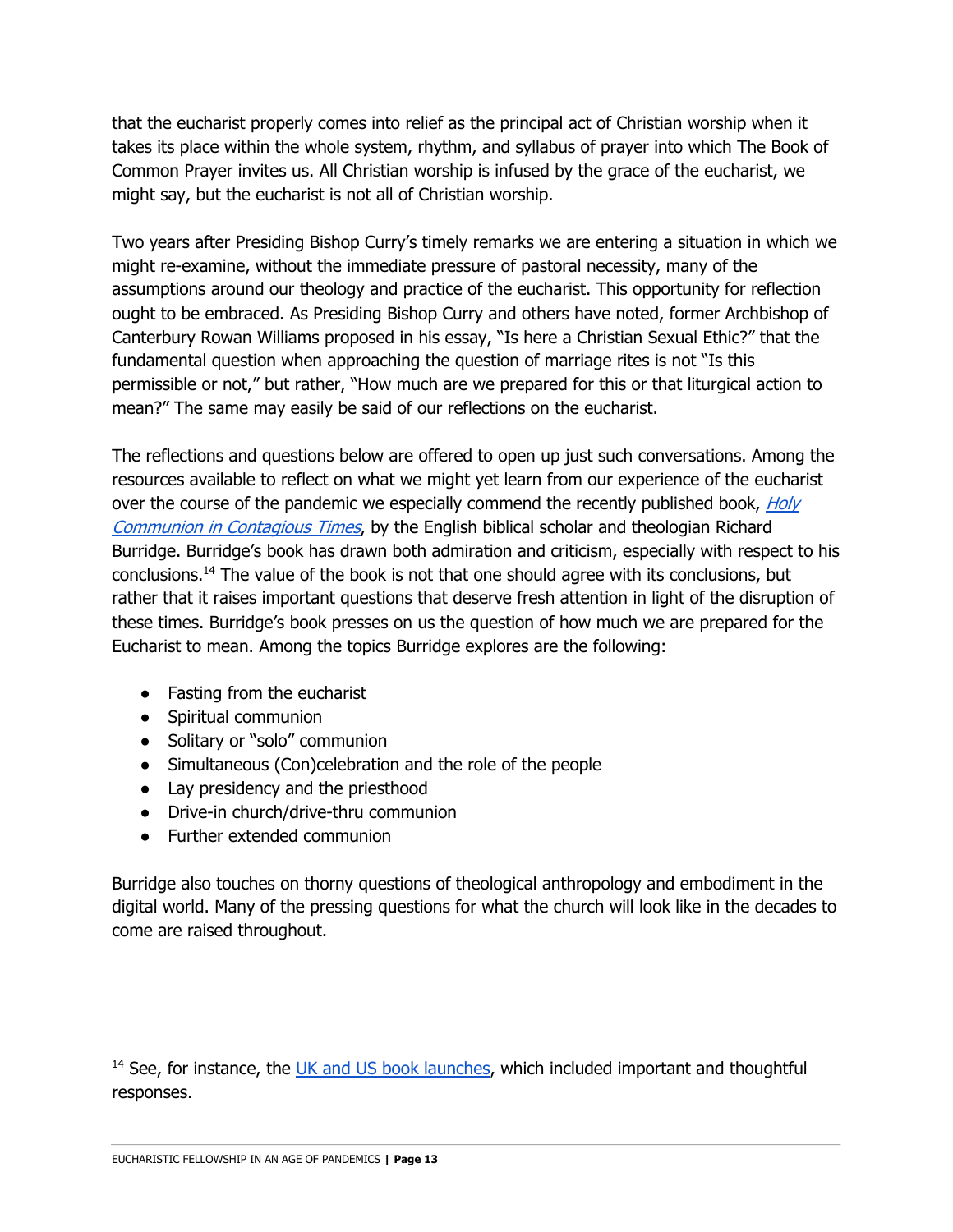that the eucharist properly comes into relief as the principal act of Christian worship when it takes its place within the whole system, rhythm, and syllabus of prayer into which The Book of Common Prayer invites us. All Christian worship is infused by the grace of the eucharist, we might say, but the eucharist is not all of Christian worship.

Two years after Presiding Bishop Curry's timely remarks we are entering a situation in which we might re-examine, without the immediate pressure of pastoral necessity, many of the assumptions around our theology and practice of the eucharist. This opportunity for reflection ought to be embraced. As Presiding Bishop Curry and others have noted, former Archbishop of Canterbury Rowan Williams proposed in his essay, "Is here a Christian Sexual Ethic?" that the fundamental question when approaching the question of marriage rites is not "Is this permissible or not," but rather, "How much are we prepared for this or that liturgical action to mean?" The same may easily be said of our reflections on the eucharist.

The reflections and questions below are offered to open up just such conversations. Among the resources available to reflect on what we might yet learn from our experience of the eucharist over the course of the pandemic we especially commend the recently published book, *Holy Communion in Contagious Times*, by the English biblical scholar and theologian Richard Burridge. Burridge's book has drawn both admiration and criticism, especially with respect to his conclusions.[14] The value of the book is not that one should agree with its conclusions, but rather that it raises important questions that deserve fresh attention in light of the disruption of these times. Burridge's book presses on us the question of how much we are prepared for the Eucharist to mean. Among the topics Burridge explores are the following:

- Fasting from the eucharist
- Spiritual communion
- Solitary or "solo" communion
- Simultaneous (Con)celebration and the role of the people
- Lay presidency and the priesthood
- Drive-in church/drive-thru communion
- Further extended communion

Burridge also touches on thorny questions of theological anthropology and embodiment in the digital world. Many of the pressing questions for what the church will look like in the decades to come are raised throughout.

[14] See, for instance, the UK and US book launches, which included important and thoughtful responses.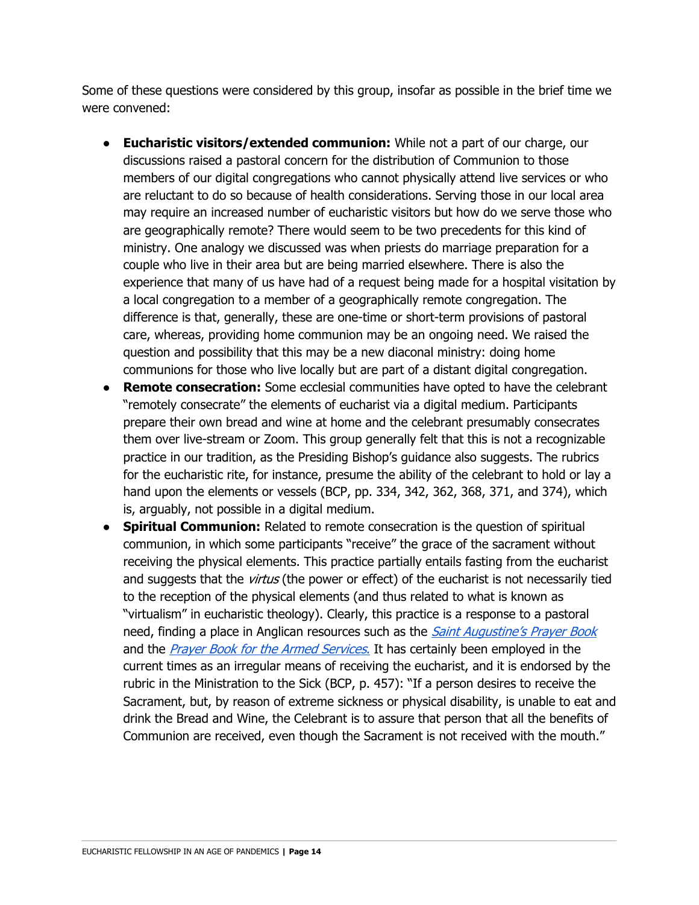Some of these questions were considered by this group, insofar as possible in the brief time we were convened:

- **Eucharistic visitors/extended communion:** While not a part of our charge, our discussions raised a pastoral concern for the distribution of Communion to those members of our digital congregations who cannot physically attend live services or who are reluctant to do so because of health considerations. Serving those in our local area may require an increased number of eucharistic visitors but how do we serve those who are geographically remote? There would seem to be two precedents for this kind of ministry. One analogy we discussed was when priests do marriage preparation for a couple who live in their area but are being married elsewhere. There is also the experience that many of us have had of a request being made for a hospital visitation by a local congregation to a member of a geographically remote congregation. The difference is that, generally, these are one-time or short-term provisions of pastoral care, whereas, providing home communion may be an ongoing need. We raised the question and possibility that this may be a new diaconal ministry: doing home communions for those who live locally but are part of a distant digital congregation.
- **Remote consecration:** Some ecclesial communities have opted to have the celebrant "remotely consecrate" the elements of eucharist via a digital medium. Participants prepare their own bread and wine at home and the celebrant presumably consecrates them over live-stream or Zoom. This group generally felt that this is not a recognizable practice in our tradition, as the Presiding Bishop's guidance also suggests. The rubrics for the eucharistic rite, for instance, presume the ability of the celebrant to hold or lay a hand upon the elements or vessels (BCP, pp. 334, 342, 362, 368, 371, and 374), which is, arguably, not possible in a digital medium.
- **Spiritual Communion:** Related to remote consecration is the question of spiritual communion, in which some participants "receive" the grace of the sacrament without receiving the physical elements. This practice partially entails fasting from the eucharist and suggests that the *virtus* (the power or effect) of the eucharist is not necessarily tied to the reception of the physical elements (and thus related to what is known as "virtualism" in eucharistic theology). Clearly, this practice is a response to a pastoral need, finding a place in Anglican resources such as the *Saint Augustine's Prayer Book* and the *Prayer Book for the Armed Services.* It has certainly been employed in the current times as an irregular means of receiving the eucharist, and it is endorsed by the rubric in the Ministration to the Sick (BCP, p. 457): "If a person desires to receive the Sacrament, but, by reason of extreme sickness or physical disability, is unable to eat and drink the Bread and Wine, the Celebrant is to assure that person that all the benefits of Communion are received, even though the Sacrament is not received with the mouth."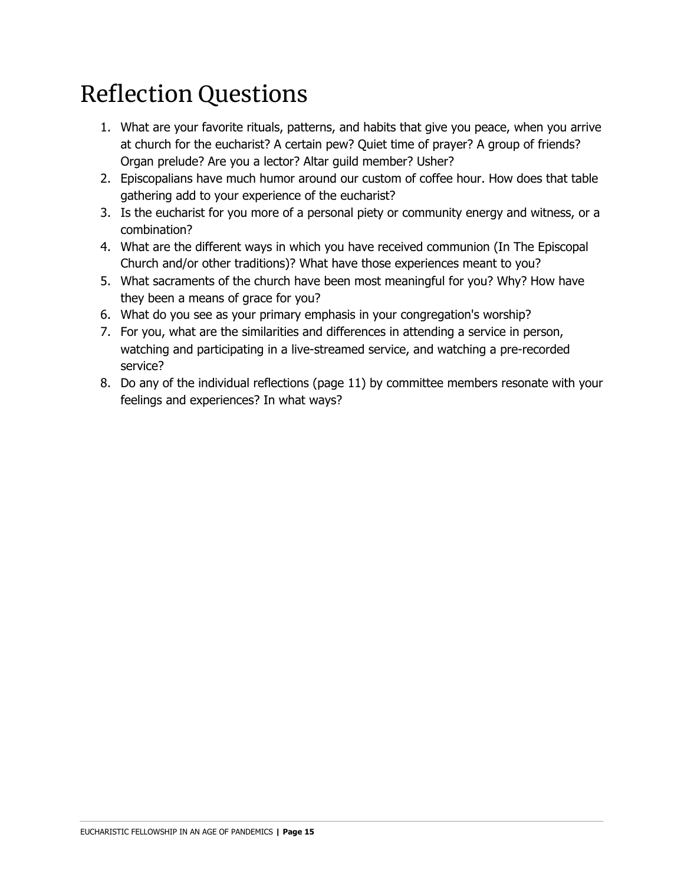# Reflection Questions

1. What are your favorite rituals, patterns, and habits that give you peace, when you arrive at church for the eucharist? A certain pew? Quiet time of prayer? A group of friends? Organ prelude? Are you a lector? Altar guild member? Usher?
2. Episcopalians have much humor around our custom of coffee hour. How does that table gathering add to your experience of the eucharist?
3. Is the eucharist for you more of a personal piety or community energy and witness, or a combination?
4. What are the different ways in which you have received communion (In The Episcopal Church and/or other traditions)? What have those experiences meant to you?
5. What sacraments of the church have been most meaningful for you? Why? How have they been a means of grace for you?
6. What do you see as your primary emphasis in your congregation's worship?
7. For you, what are the similarities and differences in attending a service in person, watching and participating in a live-streamed service, and watching a pre-recorded service?
8. Do any of the individual reflections (page 11) by committee members resonate with your feelings and experiences? In what ways?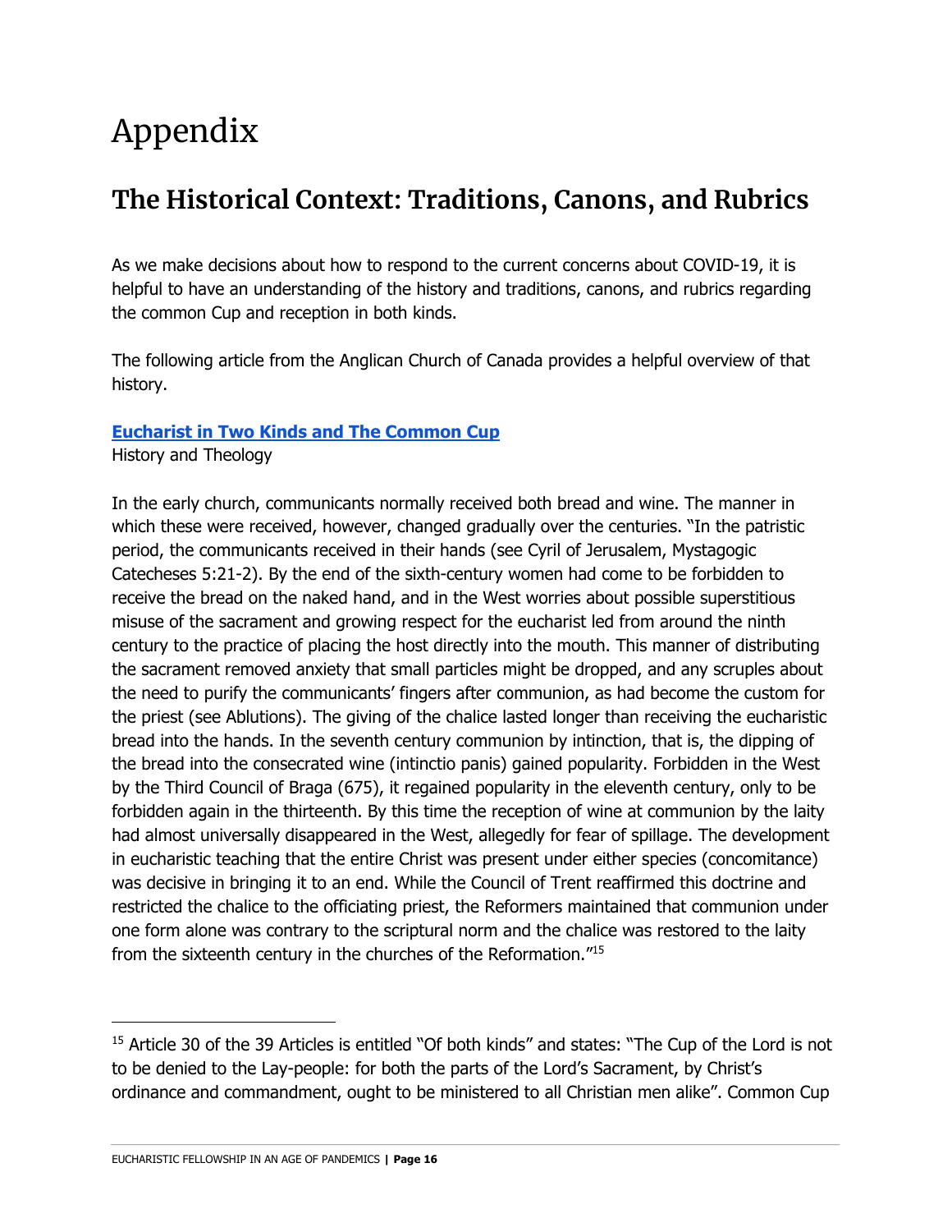# Appendix

## The Historical Context: Traditions, Canons, and Rubrics

As we make decisions about how to respond to the current concerns about COVID-19, it is helpful to have an understanding of the history and traditions, canons, and rubrics regarding the common Cup and reception in both kinds.

The following article from the Anglican Church of Canada provides a helpful overview of that history.

**Eucharist in Two Kinds and The Common Cup**
History and Theology

In the early church, communicants normally received both bread and wine. The manner in which these were received, however, changed gradually over the centuries. "In the patristic period, the communicants received in their hands (see Cyril of Jerusalem, Mystagogic Catecheses 5:21-2). By the end of the sixth-century women had come to be forbidden to receive the bread on the naked hand, and in the West worries about possible superstitious misuse of the sacrament and growing respect for the eucharist led from around the ninth century to the practice of placing the host directly into the mouth. This manner of distributing the sacrament removed anxiety that small particles might be dropped, and any scruples about the need to purify the communicants' fingers after communion, as had become the custom for the priest (see Ablutions). The giving of the chalice lasted longer than receiving the eucharistic bread into the hands. In the seventh century communion by intinction, that is, the dipping of the bread into the consecrated wine (intinctio panis) gained popularity. Forbidden in the West by the Third Council of Braga (675), it regained popularity in the eleventh century, only to be forbidden again in the thirteenth. By this time the reception of wine at communion by the laity had almost universally disappeared in the West, allegedly for fear of spillage. The development in eucharistic teaching that the entire Christ was present under either species (concomitance) was decisive in bringing it to an end. While the Council of Trent reaffirmed this doctrine and restricted the chalice to the officiating priest, the Reformers maintained that communion under one form alone was contrary to the scriptural norm and the chalice was restored to the laity from the sixteenth century in the churches of the Reformation."[15]

---

[15] Article 30 of the 39 Articles is entitled "Of both kinds" and states: "The Cup of the Lord is not to be denied to the Lay-people: for both the parts of the Lord's Sacrament, by Christ's ordinance and commandment, ought to be ministered to all Christian men alike". Common Cup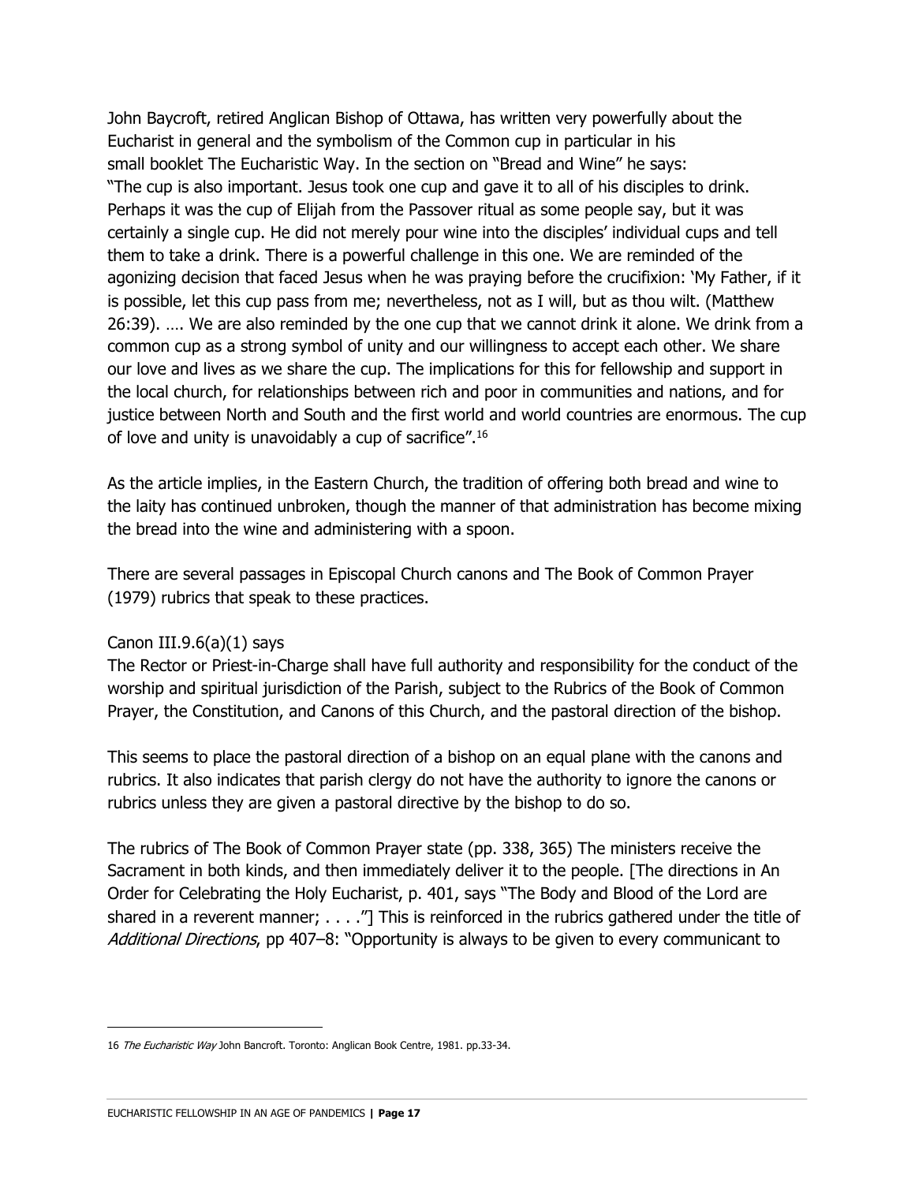John Baycroft, retired Anglican Bishop of Ottawa, has written very powerfully about the Eucharist in general and the symbolism of the Common cup in particular in his small booklet The Eucharistic Way. In the section on "Bread and Wine" he says: "The cup is also important. Jesus took one cup and gave it to all of his disciples to drink. Perhaps it was the cup of Elijah from the Passover ritual as some people say, but it was certainly a single cup. He did not merely pour wine into the disciples' individual cups and tell them to take a drink. There is a powerful challenge in this one. We are reminded of the agonizing decision that faced Jesus when he was praying before the crucifixion: 'My Father, if it is possible, let this cup pass from me; nevertheless, not as I will, but as thou wilt. (Matthew 26:39). …. We are also reminded by the one cup that we cannot drink it alone. We drink from a common cup as a strong symbol of unity and our willingness to accept each other. We share our love and lives as we share the cup. The implications for this for fellowship and support in the local church, for relationships between rich and poor in communities and nations, and for justice between North and South and the first world and world countries are enormous. The cup of love and unity is unavoidably a cup of sacrifice".[16]

As the article implies, in the Eastern Church, the tradition of offering both bread and wine to the laity has continued unbroken, though the manner of that administration has become mixing the bread into the wine and administering with a spoon.

There are several passages in Episcopal Church canons and The Book of Common Prayer (1979) rubrics that speak to these practices.

Canon III.9.6(a)(1) says
The Rector or Priest-in-Charge shall have full authority and responsibility for the conduct of the worship and spiritual jurisdiction of the Parish, subject to the Rubrics of the Book of Common Prayer, the Constitution, and Canons of this Church, and the pastoral direction of the bishop.

This seems to place the pastoral direction of a bishop on an equal plane with the canons and rubrics. It also indicates that parish clergy do not have the authority to ignore the canons or rubrics unless they are given a pastoral directive by the bishop to do so.

The rubrics of The Book of Common Prayer state (pp. 338, 365) The ministers receive the Sacrament in both kinds, and then immediately deliver it to the people. [The directions in An Order for Celebrating the Holy Eucharist, p. 401, says "The Body and Blood of the Lord are shared in a reverent manner; . . . ."] This is reinforced in the rubrics gathered under the title of *Additional Directions*, pp 407–8: "Opportunity is always to be given to every communicant to

---

16 *The Eucharistic Way* John Bancroft. Toronto: Anglican Book Centre, 1981. pp.33-34.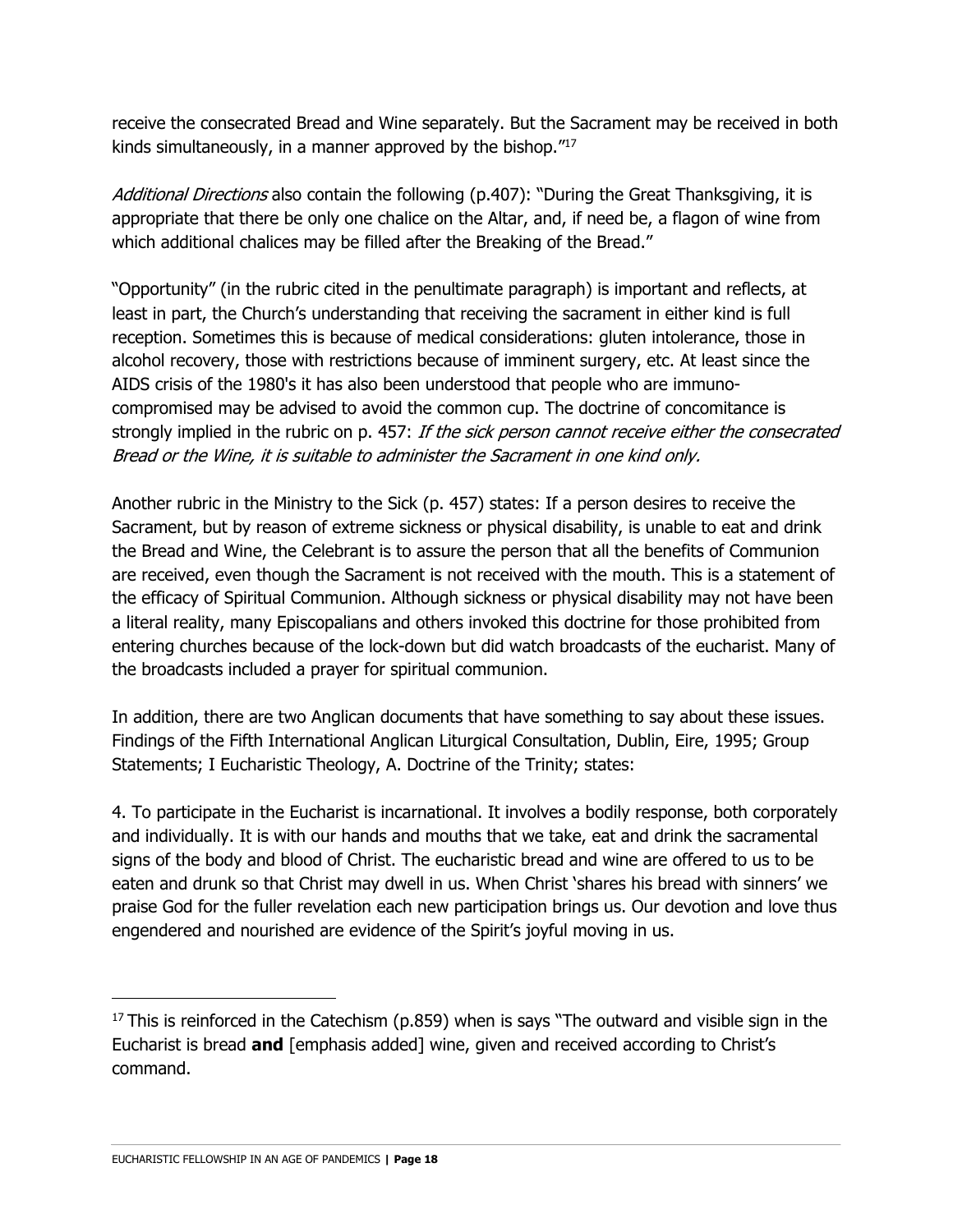receive the consecrated Bread and Wine separately. But the Sacrament may be received in both kinds simultaneously, in a manner approved by the bishop."[17]

*Additional Directions* also contain the following (p.407): "During the Great Thanksgiving, it is appropriate that there be only one chalice on the Altar, and, if need be, a flagon of wine from which additional chalices may be filled after the Breaking of the Bread."

"Opportunity" (in the rubric cited in the penultimate paragraph) is important and reflects, at least in part, the Church's understanding that receiving the sacrament in either kind is full reception. Sometimes this is because of medical considerations: gluten intolerance, those in alcohol recovery, those with restrictions because of imminent surgery, etc. At least since the AIDS crisis of the 1980's it has also been understood that people who are immuno-compromised may be advised to avoid the common cup. The doctrine of concomitance is strongly implied in the rubric on p. 457: *If the sick person cannot receive either the consecrated Bread or the Wine, it is suitable to administer the Sacrament in one kind only.*

Another rubric in the Ministry to the Sick (p. 457) states: If a person desires to receive the Sacrament, but by reason of extreme sickness or physical disability, is unable to eat and drink the Bread and Wine, the Celebrant is to assure the person that all the benefits of Communion are received, even though the Sacrament is not received with the mouth. This is a statement of the efficacy of Spiritual Communion. Although sickness or physical disability may not have been a literal reality, many Episcopalians and others invoked this doctrine for those prohibited from entering churches because of the lock-down but did watch broadcasts of the eucharist. Many of the broadcasts included a prayer for spiritual communion.

In addition, there are two Anglican documents that have something to say about these issues. Findings of the Fifth International Anglican Liturgical Consultation, Dublin, Eire, 1995; Group Statements; I Eucharistic Theology, A. Doctrine of the Trinity; states:

4. To participate in the Eucharist is incarnational. It involves a bodily response, both corporately and individually. It is with our hands and mouths that we take, eat and drink the sacramental signs of the body and blood of Christ. The eucharistic bread and wine are offered to us to be eaten and drunk so that Christ may dwell in us. When Christ 'shares his bread with sinners' we praise God for the fuller revelation each new participation brings us. Our devotion and love thus engendered and nourished are evidence of the Spirit's joyful moving in us.

---

[17] This is reinforced in the Catechism (p.859) when is says "The outward and visible sign in the Eucharist is bread **and** [emphasis added] wine, given and received according to Christ's command.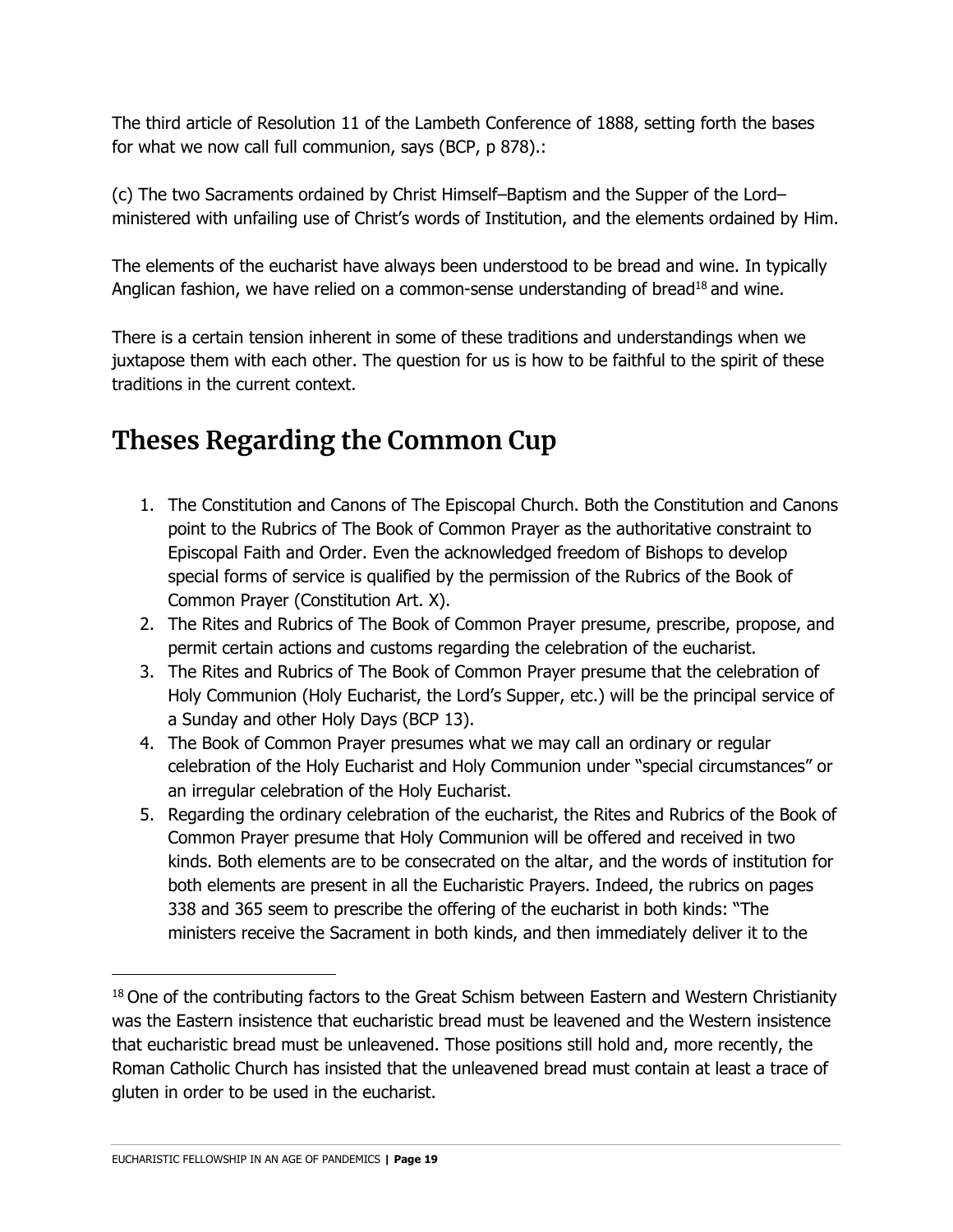The third article of Resolution 11 of the Lambeth Conference of 1888, setting forth the bases for what we now call full communion, says (BCP, p 878).:

(c) The two Sacraments ordained by Christ Himself–Baptism and the Supper of the Lord–ministered with unfailing use of Christ's words of Institution, and the elements ordained by Him.

The elements of the eucharist have always been understood to be bread and wine. In typically Anglican fashion, we have relied on a common-sense understanding of bread[18] and wine.

There is a certain tension inherent in some of these traditions and understandings when we juxtapose them with each other. The question for us is how to be faithful to the spirit of these traditions in the current context.

## Theses Regarding the Common Cup

1. The Constitution and Canons of The Episcopal Church. Both the Constitution and Canons point to the Rubrics of The Book of Common Prayer as the authoritative constraint to Episcopal Faith and Order. Even the acknowledged freedom of Bishops to develop special forms of service is qualified by the permission of the Rubrics of the Book of Common Prayer (Constitution Art. X).
2. The Rites and Rubrics of The Book of Common Prayer presume, prescribe, propose, and permit certain actions and customs regarding the celebration of the eucharist.
3. The Rites and Rubrics of The Book of Common Prayer presume that the celebration of Holy Communion (Holy Eucharist, the Lord's Supper, etc.) will be the principal service of a Sunday and other Holy Days (BCP 13).
4. The Book of Common Prayer presumes what we may call an ordinary or regular celebration of the Holy Eucharist and Holy Communion under "special circumstances" or an irregular celebration of the Holy Eucharist.
5. Regarding the ordinary celebration of the eucharist, the Rites and Rubrics of the Book of Common Prayer presume that Holy Communion will be offered and received in two kinds. Both elements are to be consecrated on the altar, and the words of institution for both elements are present in all the Eucharistic Prayers. Indeed, the rubrics on pages 338 and 365 seem to prescribe the offering of the eucharist in both kinds: "The ministers receive the Sacrament in both kinds, and then immediately deliver it to the

---

[18] One of the contributing factors to the Great Schism between Eastern and Western Christianity was the Eastern insistence that eucharistic bread must be leavened and the Western insistence that eucharistic bread must be unleavened. Those positions still hold and, more recently, the Roman Catholic Church has insisted that the unleavened bread must contain at least a trace of gluten in order to be used in the eucharist.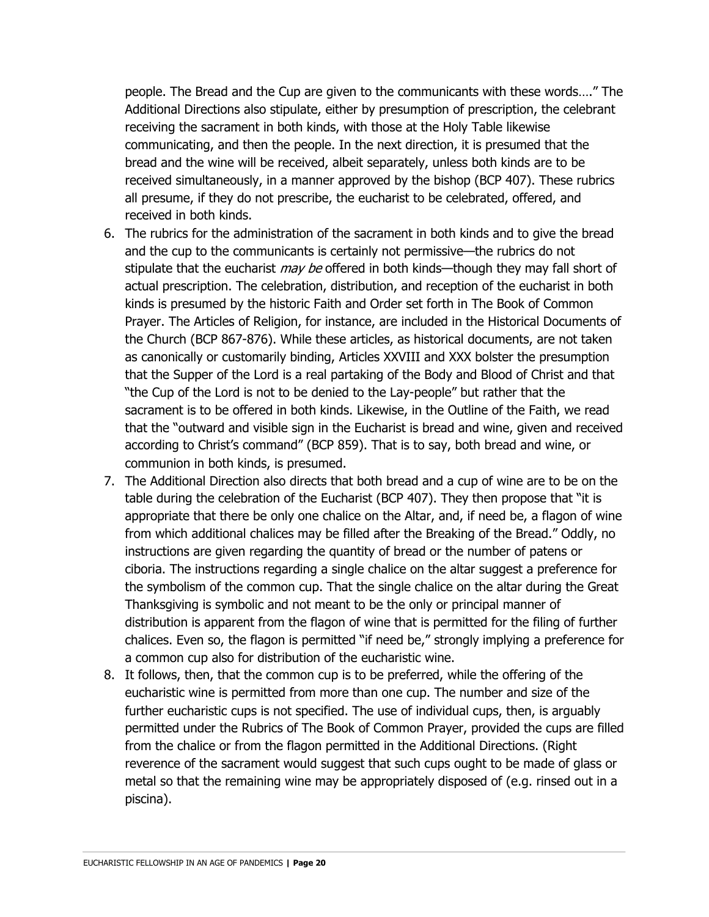people. The Bread and the Cup are given to the communicants with these words…." The Additional Directions also stipulate, either by presumption of prescription, the celebrant receiving the sacrament in both kinds, with those at the Holy Table likewise communicating, and then the people. In the next direction, it is presumed that the bread and the wine will be received, albeit separately, unless both kinds are to be received simultaneously, in a manner approved by the bishop (BCP 407). These rubrics all presume, if they do not prescribe, the eucharist to be celebrated, offered, and received in both kinds.

6. The rubrics for the administration of the sacrament in both kinds and to give the bread and the cup to the communicants is certainly not permissive—the rubrics do not stipulate that the eucharist *may be* offered in both kinds—though they may fall short of actual prescription. The celebration, distribution, and reception of the eucharist in both kinds is presumed by the historic Faith and Order set forth in The Book of Common Prayer. The Articles of Religion, for instance, are included in the Historical Documents of the Church (BCP 867-876). While these articles, as historical documents, are not taken as canonically or customarily binding, Articles XXVIII and XXX bolster the presumption that the Supper of the Lord is a real partaking of the Body and Blood of Christ and that "the Cup of the Lord is not to be denied to the Lay-people" but rather that the sacrament is to be offered in both kinds. Likewise, in the Outline of the Faith, we read that the "outward and visible sign in the Eucharist is bread and wine, given and received according to Christ's command" (BCP 859). That is to say, both bread and wine, or communion in both kinds, is presumed.
7. The Additional Direction also directs that both bread and a cup of wine are to be on the table during the celebration of the Eucharist (BCP 407). They then propose that "it is appropriate that there be only one chalice on the Altar, and, if need be, a flagon of wine from which additional chalices may be filled after the Breaking of the Bread." Oddly, no instructions are given regarding the quantity of bread or the number of patens or ciboria. The instructions regarding a single chalice on the altar suggest a preference for the symbolism of the common cup. That the single chalice on the altar during the Great Thanksgiving is symbolic and not meant to be the only or principal manner of distribution is apparent from the flagon of wine that is permitted for the filing of further chalices. Even so, the flagon is permitted "if need be," strongly implying a preference for a common cup also for distribution of the eucharistic wine.
8. It follows, then, that the common cup is to be preferred, while the offering of the eucharistic wine is permitted from more than one cup. The number and size of the further eucharistic cups is not specified. The use of individual cups, then, is arguably permitted under the Rubrics of The Book of Common Prayer, provided the cups are filled from the chalice or from the flagon permitted in the Additional Directions. (Right reverence of the sacrament would suggest that such cups ought to be made of glass or metal so that the remaining wine may be appropriately disposed of (e.g. rinsed out in a piscina).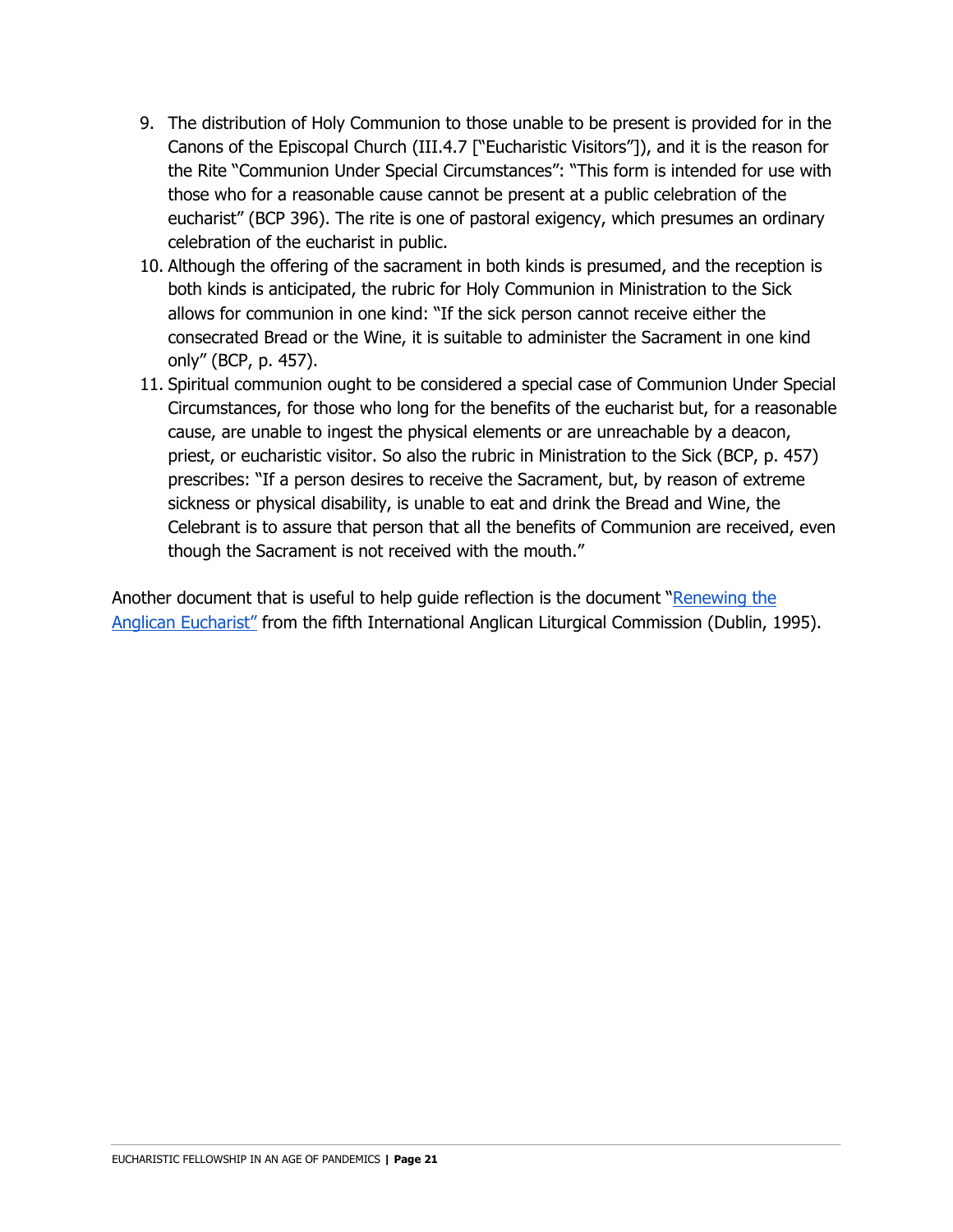9. The distribution of Holy Communion to those unable to be present is provided for in the Canons of the Episcopal Church (III.4.7 ["Eucharistic Visitors"]), and it is the reason for the Rite "Communion Under Special Circumstances": "This form is intended for use with those who for a reasonable cause cannot be present at a public celebration of the eucharist" (BCP 396). The rite is one of pastoral exigency, which presumes an ordinary celebration of the eucharist in public.
10. Although the offering of the sacrament in both kinds is presumed, and the reception is both kinds is anticipated, the rubric for Holy Communion in Ministration to the Sick allows for communion in one kind: "If the sick person cannot receive either the consecrated Bread or the Wine, it is suitable to administer the Sacrament in one kind only" (BCP, p. 457).
11. Spiritual communion ought to be considered a special case of Communion Under Special Circumstances, for those who long for the benefits of the eucharist but, for a reasonable cause, are unable to ingest the physical elements or are unreachable by a deacon, priest, or eucharistic visitor. So also the rubric in Ministration to the Sick (BCP, p. 457) prescribes: "If a person desires to receive the Sacrament, but, by reason of extreme sickness or physical disability, is unable to eat and drink the Bread and Wine, the Celebrant is to assure that person that all the benefits of Communion are received, even though the Sacrament is not received with the mouth."

Another document that is useful to help guide reflection is the document "Renewing the Anglican Eucharist" from the fifth International Anglican Liturgical Commission (Dublin, 1995).